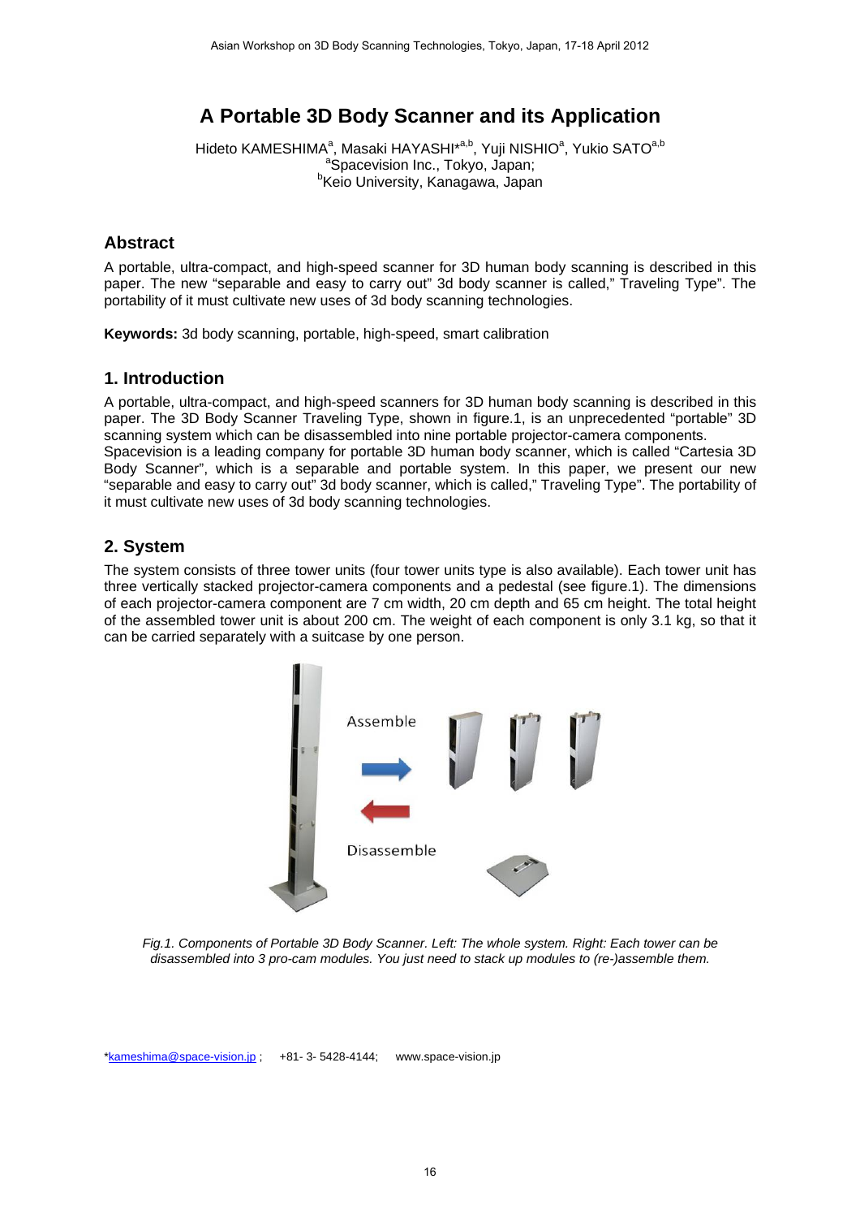# A Portable 3D Body Scanner and its Application

Hideto KAMESHIMA[a], Masaki HAYASHI*[a,b], Yuji NISHIO[a], Yukio SATO[a,b]
[a]Spacevision Inc., Tokyo, Japan;
[b]Keio University, Kanagawa, Japan

## Abstract

A portable, ultra-compact, and high-speed scanner for 3D human body scanning is described in this paper. The new "separable and easy to carry out" 3d body scanner is called," Traveling Type". The portability of it must cultivate new uses of 3d body scanning technologies.

**Keywords:** 3d body scanning, portable, high-speed, smart calibration

## 1. Introduction

A portable, ultra-compact, and high-speed scanners for 3D human body scanning is described in this paper. The 3D Body Scanner Traveling Type, shown in figure.1, is an unprecedented "portable" 3D scanning system which can be disassembled into nine portable projector-camera components.
Spacevision is a leading company for portable 3D human body scanner, which is called "Cartesia 3D Body Scanner", which is a separable and portable system. In this paper, we present our new "separable and easy to carry out" 3d body scanner, which is called," Traveling Type". The portability of it must cultivate new uses of 3d body scanning technologies.

## 2. System

The system consists of three tower units (four tower units type is also available). Each tower unit has three vertically stacked projector-camera components and a pedestal (see figure.1). The dimensions of each projector-camera component are 7 cm width, 20 cm depth and 65 cm height. The total height of the assembled tower unit is about 200 cm. The weight of each component is only 3.1 kg, so that it can be carried separately with a suitcase by one person.

*Fig.1. Components of Portable 3D Body Scanner. Left: The whole system. Right: Each tower can be disassembled into 3 pro-cam modules. You just need to stack up modules to (re-)assemble them.*

*kameshima@space-vision.jp ; +81- 3- 5428-4144; www.space-vision.jp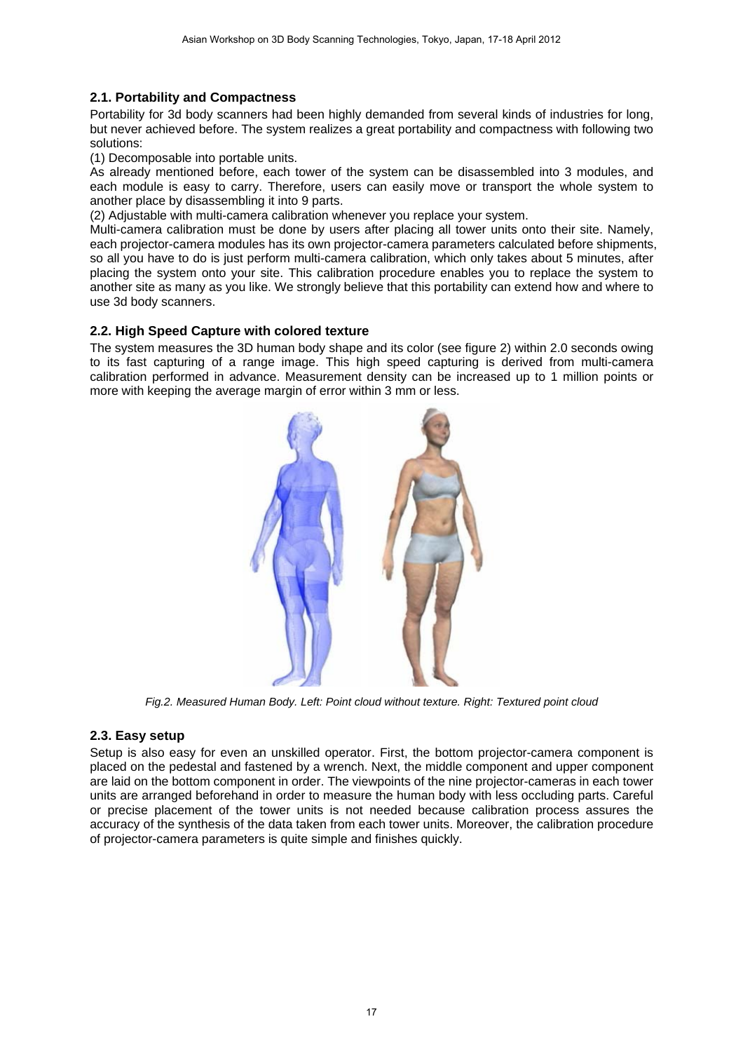## 2.1. Portability and Compactness

Portability for 3d body scanners had been highly demanded from several kinds of industries for long, but never achieved before. The system realizes a great portability and compactness with following two solutions:

(1) Decomposable into portable units.

As already mentioned before, each tower of the system can be disassembled into 3 modules, and each module is easy to carry. Therefore, users can easily move or transport the whole system to another place by disassembling it into 9 parts.

(2) Adjustable with multi-camera calibration whenever you replace your system.

Multi-camera calibration must be done by users after placing all tower units onto their site. Namely, each projector-camera modules has its own projector-camera parameters calculated before shipments, so all you have to do is just perform multi-camera calibration, which only takes about 5 minutes, after placing the system onto your site. This calibration procedure enables you to replace the system to another site as many as you like. We strongly believe that this portability can extend how and where to use 3d body scanners.

## 2.2. High Speed Capture with colored texture

The system measures the 3D human body shape and its color (see figure 2) within 2.0 seconds owing to its fast capturing of a range image. This high speed capturing is derived from multi-camera calibration performed in advance. Measurement density can be increased up to 1 million points or more with keeping the average margin of error within 3 mm or less.

*Fig.2. Measured Human Body. Left: Point cloud without texture. Right: Textured point cloud*

## 2.3. Easy setup

Setup is also easy for even an unskilled operator. First, the bottom projector-camera component is placed on the pedestal and fastened by a wrench. Next, the middle component and upper component are laid on the bottom component in order. The viewpoints of the nine projector-cameras in each tower units are arranged beforehand in order to measure the human body with less occluding parts. Careful or precise placement of the tower units is not needed because calibration process assures the accuracy of the synthesis of the data taken from each tower units. Moreover, the calibration procedure of projector-camera parameters is quite simple and finishes quickly.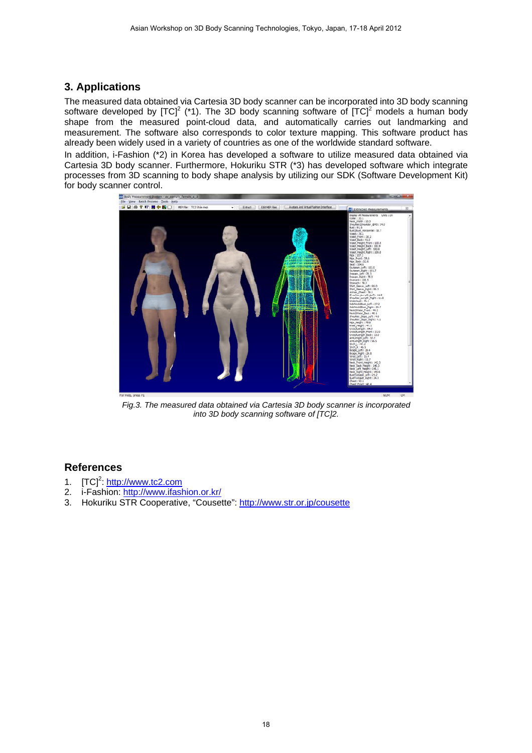## 3. Applications

The measured data obtained via Cartesia 3D body scanner can be incorporated into 3D body scanning software developed by [TC][2] (*1). The 3D body scanning software of [TC][2] models a human body shape from the measured point-cloud data, and automatically carries out landmarking and measurement. The software also corresponds to color texture mapping. This software product has already been widely used in a variety of countries as one of the worldwide standard software.

In addition, i-Fashion (*2) in Korea has developed a software to utilize measured data obtained via Cartesia 3D body scanner. Furthermore, Hokuriku STR (*3) has developed software which integrate processes from 3D scanning to body shape analysis by utilizing our SDK (Software Development Kit) for body scanner control.

*Fig.3. The measured data obtained via Cartesia 3D body scanner is incorporated into 3D body scanning software of [TC]2.*

## References

1. [TC][2]: http://www.tc2.com
2. i-Fashion: http://www.ifashion.or.kr/
3. Hokuriku STR Cooperative, "Cousette": http://www.str.or.jp/cousette